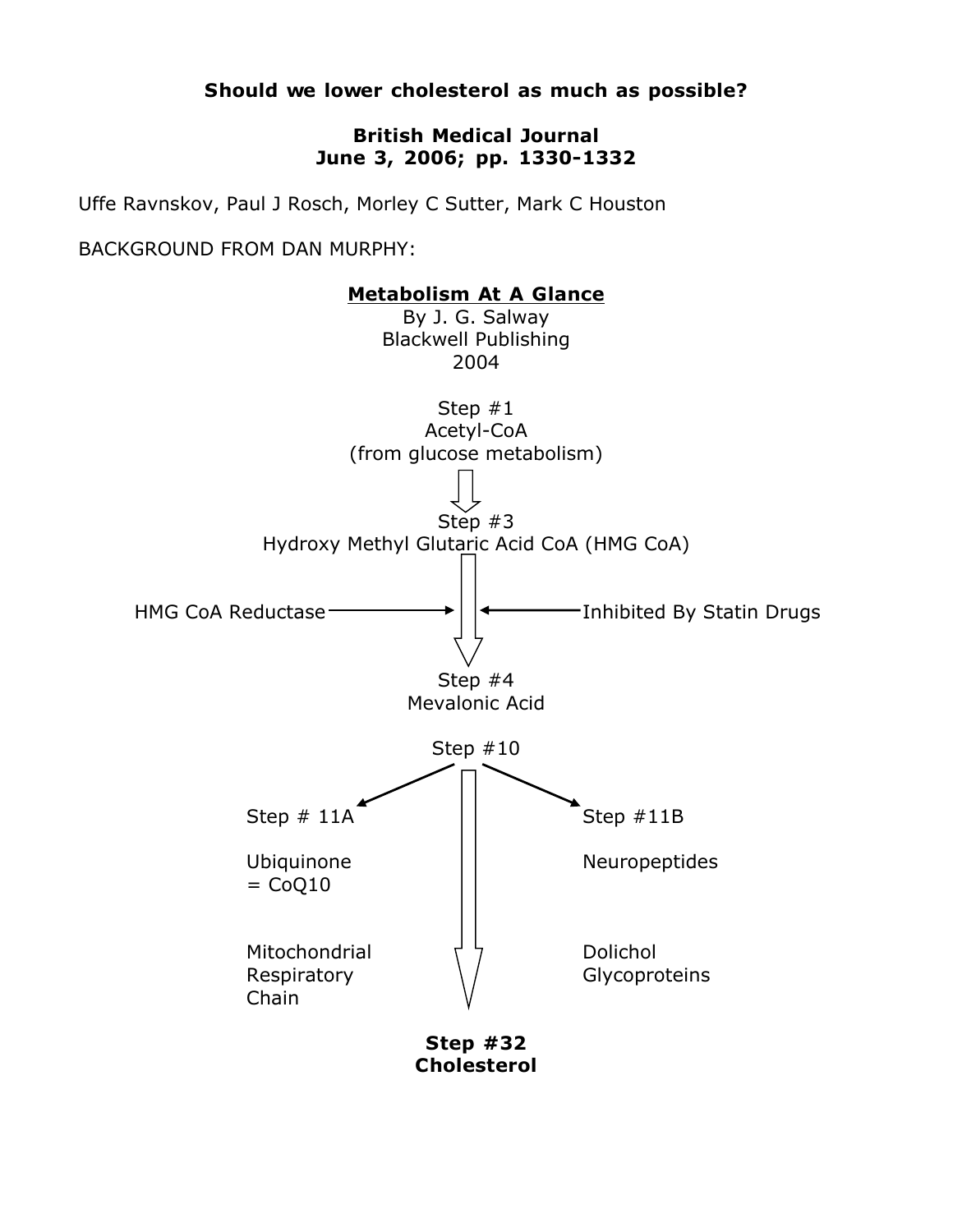**Should we lower cholesterol as much as possible?**

**British Medical Journal**
**June 3, 2006; pp. 1330-1332**

Uffe Ravnskov, Paul J Rosch, Morley C Sutter, Mark C Houston

BACKGROUND FROM DAN MURPHY:

**<u>Metabolism At A Glance</u>**
By J. G. Salway
Blackwell Publishing
2004

Step #1
Acetyl-CoA
(from glucose metabolism)

↓

Step #3
Hydroxy Methyl Glutaric Acid CoA (HMG CoA)

HMG CoA Reductase → ↓ ← Inhibited By Statin Drugs

Step #4
Mevalonic Acid

Step #10

Step # 11A

Ubiquinone
= CoQ10

Mitochondrial
Respiratory
Chain

Step #11B

Neuropeptides

Dolichol
Glycoproteins

↓

**Step #32**
**Cholesterol**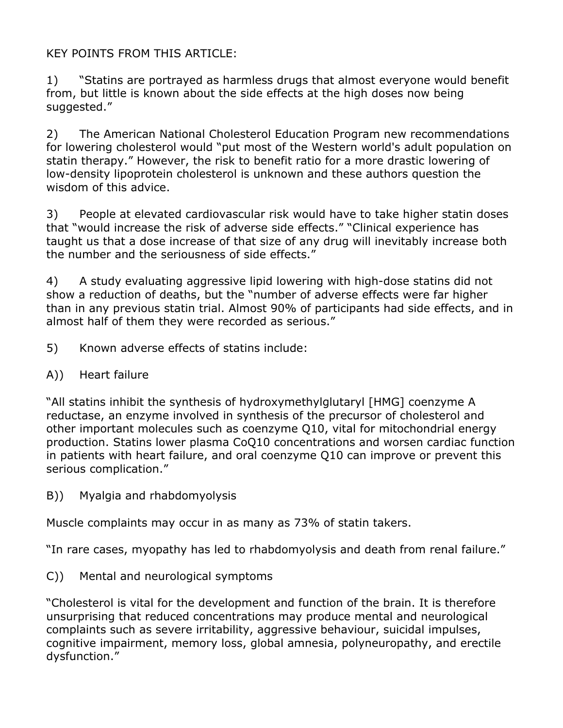KEY POINTS FROM THIS ARTICLE:

1) “Statins are portrayed as harmless drugs that almost everyone would benefit from, but little is known about the side effects at the high doses now being suggested.”

2) The American National Cholesterol Education Program new recommendations for lowering cholesterol would “put most of the Western world's adult population on statin therapy.” However, the risk to benefit ratio for a more drastic lowering of low-density lipoprotein cholesterol is unknown and these authors question the wisdom of this advice.

3) People at elevated cardiovascular risk would have to take higher statin doses that “would increase the risk of adverse side effects.” “Clinical experience has taught us that a dose increase of that size of any drug will inevitably increase both the number and the seriousness of side effects.”

4) A study evaluating aggressive lipid lowering with high-dose statins did not show a reduction of deaths, but the “number of adverse effects were far higher than in any previous statin trial. Almost 90% of participants had side effects, and in almost half of them they were recorded as serious.”

5) Known adverse effects of statins include:

A)) Heart failure

“All statins inhibit the synthesis of hydroxymethylglutaryl [HMG] coenzyme A reductase, an enzyme involved in synthesis of the precursor of cholesterol and other important molecules such as coenzyme Q10, vital for mitochondrial energy production. Statins lower plasma CoQ10 concentrations and worsen cardiac function in patients with heart failure, and oral coenzyme Q10 can improve or prevent this serious complication.”

B)) Myalgia and rhabdomyolysis

Muscle complaints may occur in as many as 73% of statin takers.

“In rare cases, myopathy has led to rhabdomyolysis and death from renal failure.”

C)) Mental and neurological symptoms

“Cholesterol is vital for the development and function of the brain. It is therefore unsurprising that reduced concentrations may produce mental and neurological complaints such as severe irritability, aggressive behaviour, suicidal impulses, cognitive impairment, memory loss, global amnesia, polyneuropathy, and erectile dysfunction.”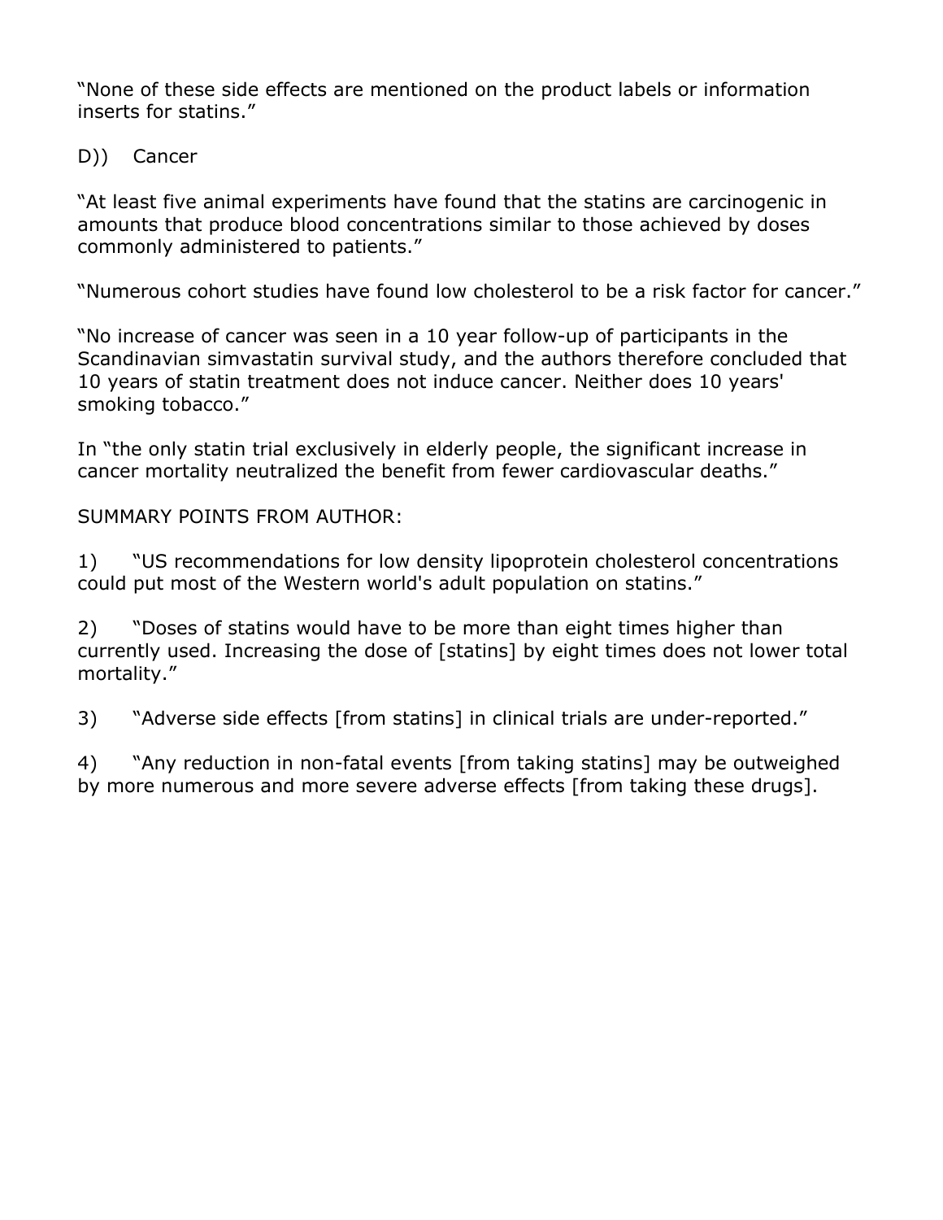"None of these side effects are mentioned on the product labels or information inserts for statins."

D)) Cancer

"At least five animal experiments have found that the statins are carcinogenic in amounts that produce blood concentrations similar to those achieved by doses commonly administered to patients."

"Numerous cohort studies have found low cholesterol to be a risk factor for cancer."

"No increase of cancer was seen in a 10 year follow-up of participants in the Scandinavian simvastatin survival study, and the authors therefore concluded that 10 years of statin treatment does not induce cancer. Neither does 10 years' smoking tobacco."

In "the only statin trial exclusively in elderly people, the significant increase in cancer mortality neutralized the benefit from fewer cardiovascular deaths."

SUMMARY POINTS FROM AUTHOR:

1) "US recommendations for low density lipoprotein cholesterol concentrations could put most of the Western world's adult population on statins."

2) "Doses of statins would have to be more than eight times higher than currently used. Increasing the dose of [statins] by eight times does not lower total mortality."

3) "Adverse side effects [from statins] in clinical trials are under-reported."

4) "Any reduction in non-fatal events [from taking statins] may be outweighed by more numerous and more severe adverse effects [from taking these drugs].